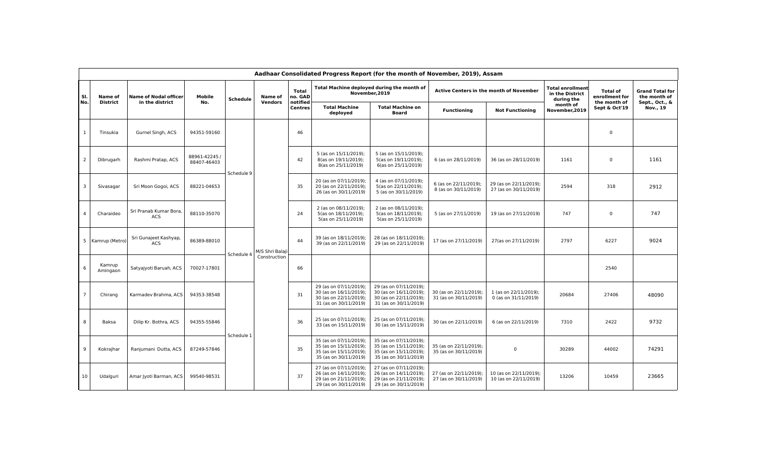**Aadhaar Consolidated Progress Report (for the month of November, 2019), Assam**

| Sl. No. | Name of District | Name of Nodal officer in the district | Mobile No. | Schedule | Name of Vendors | Total no. GAD notified Centres | Total Machine deployed during the month of November,2019 | | Active Centers in the month of November | | Total enrollment in the District during the month of November,2019 | Total of enrollment for the month of Sept & Oct'19 | Grand Total for the month of Sept., Oct., & Nov., 19 |
|---|---|---|---|---|---|---|---|---|---|---|---|---|---|
| | | | | | | | Total Machine deployed | Total Machine on Board | Functioning | Not Functioning | | | |
| 1 | Tinsukia | Gurnel Singh, ACS | 94351-59160 | Schedule 9 | M/S Shri Balaji Construction | 46 | | | | | | 0 | |
| 2 | Dibrugarh | Rashmi Pratap, ACS | 88961-42245 / 88407-46403 | Schedule 9 | M/S Shri Balaji Construction | 42 | 5 (as on 15/11/2019); 8(as on 19/11/2019); 8(as on 25/11/2019) | 5 (as on 15/11/2019); 5(as on 19/11/2019); 6(as on 25/11/2019) | 6 (as on 28/11/2019) | 36 (as on 28/11/2019) | 1161 | 0 | 1161 |
| 3 | Sivasagar | Sri Moon Gogoi, ACS | 88221-04653 | Schedule 9 | M/S Shri Balaji Construction | 35 | 20 (as on 07/11/2019); 20 (as on 22/11/2019); 26 (as on 30/11/2019) | 4 (as on 07/11/2019); 5(as on 22/11/2019); 5 (as on 30/11/2019) | 6 (as on 22/11/2019); 8 (as on 30/11/2019) | 29 (as on 22/11/2019); 27 (as on 30/11/2019) | 2594 | 318 | 2912 |
| 4 | Charaideo | Sri Pranab Kumar Bora, ACS | 88110-35070 | Schedule 9 | M/S Shri Balaji Construction | 24 | 2 (as on 08/11/2019); 5(as on 18/11/2019); 5(as on 25/11/2019) | 2 (as on 08/11/2019); 5(as on 18/11/2019); 5(as on 25/11/2019) | 5 (as on 27/11/2019) | 19 (as on 27/11/2019) | 747 | 0 | 747 |
| 5 | Kamrup (Metro) | Sri Gunajeet Kashyap, ACS | 86389-88010 | Schedule 4 | M/S Shri Balaji Construction | 44 | 39 (as on 18/11/2019); 39 (as on 22/11/2019) | 28 (as on 18/11/2019); 29 (as on 22/11/2019) | 17 (as on 27/11/2019) | 27(as on 27/11/2019) | 2797 | 6227 | 9024 |
| 6 | Kamrup Amingaon | Satyajyoti Baruah, ACS | 70027-17801 | Schedule 4 | M/S Shri Balaji Construction | 66 | | | | | | 2540 | |
| 7 | Chirang | Karmadev Brahma, ACS | 94353-38548 | Schedule 1 | M/S Shri Balaji Construction | 31 | 29 (as on 07/11/2019); 30 (as on 16/11/2019); 30 (as on 22/11/2019); 31 (as on 30/11/2019) | 29 (as on 07/11/2019); 30 (as on 16/11/2019); 30 (as on 22/11/2019); 31 (as on 30/11/2019) | 30 (as on 22/11/2019); 31 (as on 30/11/2019) | 1 (as on 22/11/2019); 0 (as on 31/11/2019) | 20684 | 27406 | 48090 |
| 8 | Baksa | Dilip Kr. Bothra, ACS | 94355-55846 | Schedule 1 | M/S Shri Balaji Construction | 36 | 25 (as on 07/11/2019); 33 (as on 15/11/2019) | 25 (as on 07/11/2019); 30 (as on 15/11/2019) | 30 (as on 22/11/2019) | 6 (as on 22/11/2019) | 7310 | 2422 | 9732 |
| 9 | Kokrajhar | Ranjumani Dutta, ACS | 87249-57846 | Schedule 1 | M/S Shri Balaji Construction | 35 | 35 (as on 07/11/2019); 35 (as on 15/11/2019); 35 (as on 15/11/2019); 35 (as on 30/11/2019) | 35 (as on 07/11/2019); 35 (as on 15/11/2019); 35 (as on 15/11/2019); 35 (as on 30/11/2019) | 35 (as on 22/11/2019); 35 (as on 30/11/2019) | 0 | 30289 | 44002 | 74291 |
| 10 | Udalguri | Amar Jyoti Barman, ACS | 99540-98531 | Schedule 1 | M/S Shri Balaji Construction | 37 | 27 (as on 07/11/2019); 26 (as on 14/11/2019); 29 (as on 21/11/2019); 29 (as on 30/11/2019) | 27 (as on 07/11/2019); 26 (as on 14/11/2019); 29 (as on 21/11/2019); 29 (as on 30/11/2019) | 27 (as on 22/11/2019); 27 (as on 30/11/2019) | 10 (as on 22/11/2019); 10 (as on 22/11/2019) | 13206 | 10459 | 23665 |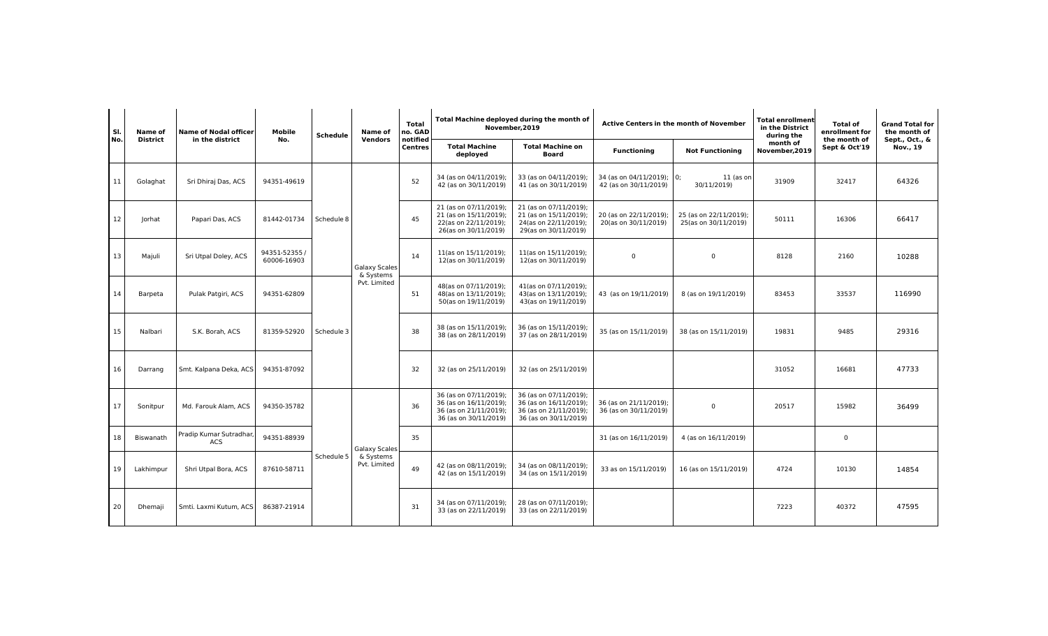| Sl. No. | Name of District | Name of Nodal officer in the district | Mobile No. | Schedule | Name of Vendors | Total no. GAD notified Centres | Total Machine deployed during the month of November,2019 | | Active Centers in the month of November | | Total enrollment in the District during the month of November,2019 | Total of enrollment for the month of Sept & Oct'19 | Grand Total for the month of Sept., Oct., & Nov., 19 |
|---|---|---|---|---|---|---|---|---|---|---|---|---|---|
| | | | | | | | Total Machine deployed | Total Machine on Board | Functioning | Not Functioning | | | |
| 11 | Golaghat | Sri Dhiraj Das, ACS | 94351-49619 | Schedule 8 | Galaxy Scales & Systems Pvt. Limited | 52 | 34 (as on 04/11/2019); 42 (as on 30/11/2019) | 33 (as on 04/11/2019); 41 (as on 30/11/2019) | 34 (as on 04/11/2019); 42 (as on 30/11/2019) | 0; 11 (as on 30/11/2019) | 31909 | 32417 | 64326 |
| 12 | Jorhat | Papari Das, ACS | 81442-01734 | | | 45 | 21 (as on 07/11/2019); 21 (as on 15/11/2019); 22(as on 22/11/2019); 26(as on 30/11/2019) | 21 (as on 07/11/2019); 21 (as on 15/11/2019); 24(as on 22/11/2019); 29(as on 30/11/2019) | 20 (as on 22/11/2019); 20(as on 30/11/2019) | 25 (as on 22/11/2019); 25(as on 30/11/2019) | 50111 | 16306 | 66417 |
| 13 | Majuli | Sri Utpal Doley, ACS | 94351-52355 / 60006-16903 | | | 14 | 11(as on 15/11/2019); 12(as on 30/11/2019) | 11(as on 15/11/2019); 12(as on 30/11/2019) | 0 | 0 | 8128 | 2160 | 10288 |
| 14 | Barpeta | Pulak Patgiri, ACS | 94351-62809 | Schedule 3 | | 51 | 48(as on 07/11/2019); 48(as on 13/11/2019); 50(as on 19/11/2019) | 41(as on 07/11/2019); 43(as on 13/11/2019); 43(as on 19/11/2019) | 43 (as on 19/11/2019) | 8 (as on 19/11/2019) | 83453 | 33537 | 116990 |
| 15 | Nalbari | S.K. Borah, ACS | 81359-52920 | | | 38 | 38 (as on 15/11/2019); 38 (as on 28/11/2019) | 36 (as on 15/11/2019); 37 (as on 28/11/2019) | 35 (as on 15/11/2019) | 38 (as on 15/11/2019) | 19831 | 9485 | 29316 |
| 16 | Darrang | Smt. Kalpana Deka, ACS | 94351-87092 | | | 32 | 32 (as on 25/11/2019) | 32 (as on 25/11/2019) | | | 31052 | 16681 | 47733 |
| 17 | Sonitpur | Md. Farouk Alam, ACS | 94350-35782 | Schedule 5 | Galaxy Scales & Systems Pvt. Limited | 36 | 36 (as on 07/11/2019); 36 (as on 16/11/2019); 36 (as on 21/11/2019); 36 (as on 30/11/2019) | 36 (as on 07/11/2019); 36 (as on 16/11/2019); 36 (as on 21/11/2019); 36 (as on 30/11/2019) | 36 (as on 21/11/2019); 36 (as on 30/11/2019) | 0 | 20517 | 15982 | 36499 |
| 18 | Biswanath | Pradip Kumar Sutradhar, ACS | 94351-88939 | | | 35 | | | 31 (as on 16/11/2019) | 4 (as on 16/11/2019) | | 0 | |
| 19 | Lakhimpur | Shri Utpal Bora, ACS | 87610-58711 | | | 49 | 42 (as on 08/11/2019); 42 (as on 15/11/2019) | 34 (as on 08/11/2019); 34 (as on 15/11/2019) | 33 as on 15/11/2019) | 16 (as on 15/11/2019) | 4724 | 10130 | 14854 |
| 20 | Dhemaji | Smti. Laxmi Kutum, ACS | 86387-21914 | | | 31 | 34 (as on 07/11/2019); 33 (as on 22/11/2019) | 28 (as on 07/11/2019); 33 (as on 22/11/2019) | | | 7223 | 40372 | 47595 |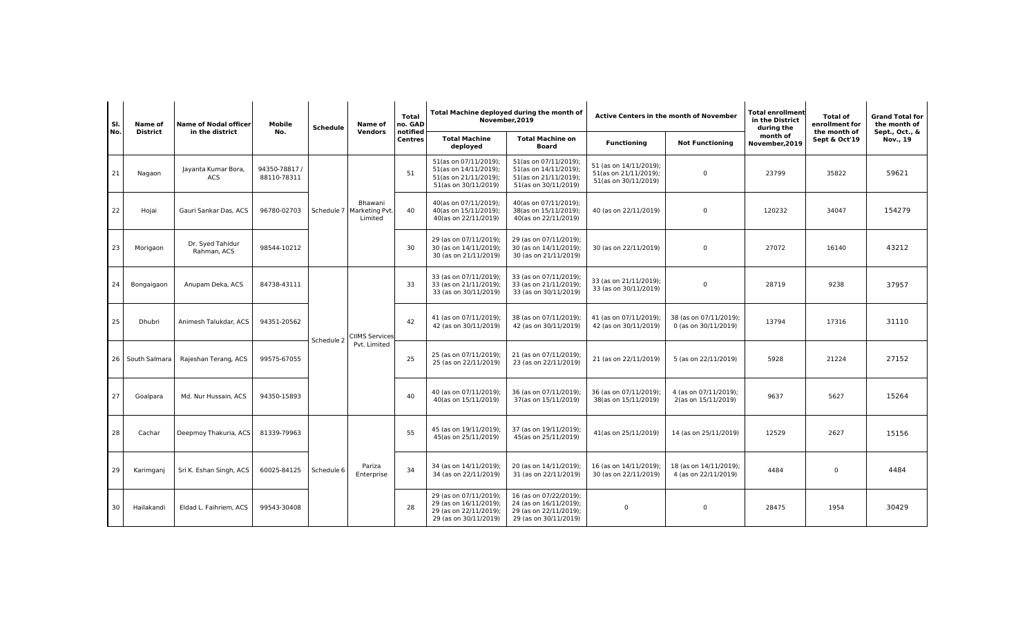| Sl. No. | Name of District | Name of Nodal officer in the district | Mobile No. | Schedule | Name of Vendors | Total no. GAD notified Centres | Total Machine deployed during the month of November,2019 | | Active Centers in the month of November | | Total enrollment in the District during the month of November,2019 | Total of enrollment for the month of Sept & Oct'19 | Grand Total for the month of Sept., Oct., & Nov., 19 |
|---|---|---|---|---|---|---|---|---|---|---|---|---|---|
| | | | | | | | Total Machine deployed | Total Machine on Board | Functioning | Not Functioning | | | |
| 21 | Nagaon | Jayanta Kumar Bora, ACS | 94350-78817 / 88110-78311 | Schedule 7 | Bhawani Marketing Pvt. Limited | 51 | 51(as on 07/11/2019); 51(as on 14/11/2019); 51(as on 21/11/2019); 51(as on 30/11/2019) | 51(as on 07/11/2019); 51(as on 14/11/2019); 51(as on 21/11/2019); 51(as on 30/11/2019) | 51 (as on 14/11/2019); 51(as on 21/11/2019); 51(as on 30/11/2019) | 0 | 23799 | 35822 | 59621 |
| 22 | Hojai | Gauri Sankar Das, ACS | 96780-02703 | | | 40 | 40(as on 07/11/2019); 40(as on 15/11/2019); 40(as on 22/11/2019) | 40(as on 07/11/2019); 38(as on 15/11/2019); 40(as on 22/11/2019) | 40 (as on 22/11/2019) | 0 | 120232 | 34047 | 154279 |
| 23 | Morigaon | Dr. Syed Tahidur Rahman, ACS | 98544-10212 | | | 30 | 29 (as on 07/11/2019); 30 (as on 14/11/2019); 30 (as on 21/11/2019) | 29 (as on 07/11/2019); 30 (as on 14/11/2019); 30 (as on 21/11/2019) | 30 (as on 22/11/2019) | 0 | 27072 | 16140 | 43212 |
| 24 | Bongaigaon | Anupam Deka, ACS | 84738-43111 | Schedule 2 | CIIMS Services Pvt. Limited | 33 | 33 (as on 07/11/2019); 33 (as on 21/11/2019); 33 (as on 30/11/2019) | 33 (as on 07/11/2019); 33 (as on 21/11/2019); 33 (as on 30/11/2019) | 33 (as on 21/11/2019); 33 (as on 30/11/2019) | 0 | 28719 | 9238 | 37957 |
| 25 | Dhubri | Animesh Talukdar, ACS | 94351-20562 | | | 42 | 41 (as on 07/11/2019); 42 (as on 30/11/2019) | 38 (as on 07/11/2019); 42 (as on 30/11/2019) | 41 (as on 07/11/2019); 42 (as on 30/11/2019) | 38 (as on 07/11/2019); 0 (as on 30/11/2019) | 13794 | 17316 | 31110 |
| 26 | South Salmara | Rajeshan Terang, ACS | 99575-67055 | | | 25 | 25 (as on 07/11/2019); 25 (as on 22/11/2019) | 21 (as on 07/11/2019); 23 (as on 22/11/2019) | 21 (as on 22/11/2019) | 5 (as on 22/11/2019) | 5928 | 21224 | 27152 |
| 27 | Goalpara | Md. Nur Hussain, ACS | 94350-15893 | | | 40 | 40 (as on 07/11/2019); 40(as on 15/11/2019) | 36 (as on 07/11/2019); 37(as on 15/11/2019) | 36 (as on 07/11/2019); 38(as on 15/11/2019) | 4 (as on 07/11/2019); 2(as on 15/11/2019) | 9637 | 5627 | 15264 |
| 28 | Cachar | Deepmoy Thakuria, ACS | 81339-79963 | Schedule 6 | Pariza Enterprise | 55 | 45 (as on 19/11/2019); 45(as on 25/11/2019) | 37 (as on 19/11/2019); 45(as on 25/11/2019) | 41(as on 25/11/2019) | 14 (as on 25/11/2019) | 12529 | 2627 | 15156 |
| 29 | Karimganj | Sri K. Eshan Singh, ACS | 60025-84125 | | | 34 | 34 (as on 14/11/2019); 34 (as on 22/11/2019) | 20 (as on 14/11/2019); 31 (as on 22/11/2019) | 16 (as on 14/11/2019); 30 (as on 22/11/2019) | 18 (as on 14/11/2019); 4 (as on 22/11/2019) | 4484 | 0 | 4484 |
| 30 | Hailakandi | Eldad L. Faihriem, ACS | 99543-30408 | | | 28 | 29 (as on 07/11/2019); 29 (as on 16/11/2019); 29 (as on 22/11/2019); 29 (as on 30/11/2019) | 16 (as on 07/22/2019); 24 (as on 16/11/2019); 29 (as on 22/11/2019); 29 (as on 30/11/2019) | 0 | 0 | 28475 | 1954 | 30429 |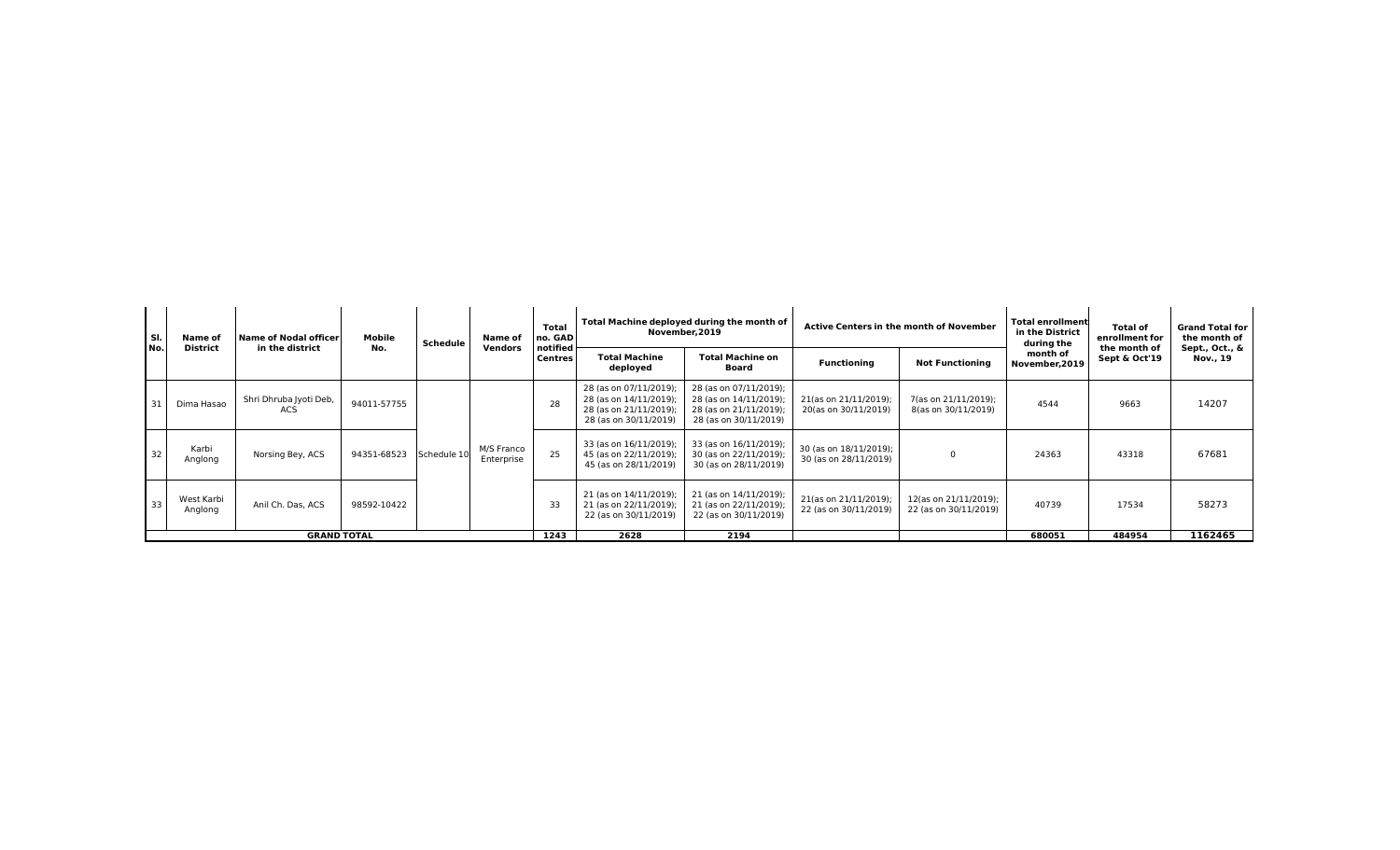| Sl. No. | Name of District | Name of Nodal officer in the district | Mobile No. | Schedule | Name of Vendors | Total no. GAD notified Centres | Total Machine deployed during the month of November,2019 | | Active Centers in the month of November | | Total enrollment in the District during the month of November,2019 | Total of enrollment for the month of Sept & Oct'19 | Grand Total for the month of Sept., Oct., & Nov., 19 |
|---|---|---|---|---|---|---|---|---|---|---|---|---|---|
| | | | | | | | Total Machine deployed | Total Machine on Board | Functioning | Not Functioning | | | |
| 31 | Dima Hasao | Shri Dhruba Jyoti Deb, ACS | 94011-57755 | Schedule 10 | M/S Franco Enterprise | 28 | 28 (as on 07/11/2019); 28 (as on 14/11/2019); 28 (as on 21/11/2019); 28 (as on 30/11/2019) | 28 (as on 07/11/2019); 28 (as on 14/11/2019); 28 (as on 21/11/2019); 28 (as on 30/11/2019) | 21(as on 21/11/2019); 20(as on 30/11/2019) | 7(as on 21/11/2019); 8(as on 30/11/2019) | 4544 | 9663 | 14207 |
| 32 | Karbi Anglong | Norsing Bey, ACS | 94351-68523 | | | 25 | 33 (as on 16/11/2019); 45 (as on 22/11/2019); 45 (as on 28/11/2019) | 33 (as on 16/11/2019); 30 (as on 22/11/2019); 30 (as on 28/11/2019) | 30 (as on 18/11/2019); 30 (as on 28/11/2019) | 0 | 24363 | 43318 | 67681 |
| 33 | West Karbi Anglong | Anil Ch. Das, ACS | 98592-10422 | | | 33 | 21 (as on 14/11/2019); 21 (as on 22/11/2019); 22 (as on 30/11/2019) | 21 (as on 14/11/2019); 21 (as on 22/11/2019); 22 (as on 30/11/2019) | 21(as on 21/11/2019); 22 (as on 30/11/2019) | 12(as on 21/11/2019); 22 (as on 30/11/2019) | 40739 | 17534 | 58273 |
| **GRAND TOTAL** | | | | | | **1243** | **2628** | **2194** | | | **680051** | **484954** | **1162465** |